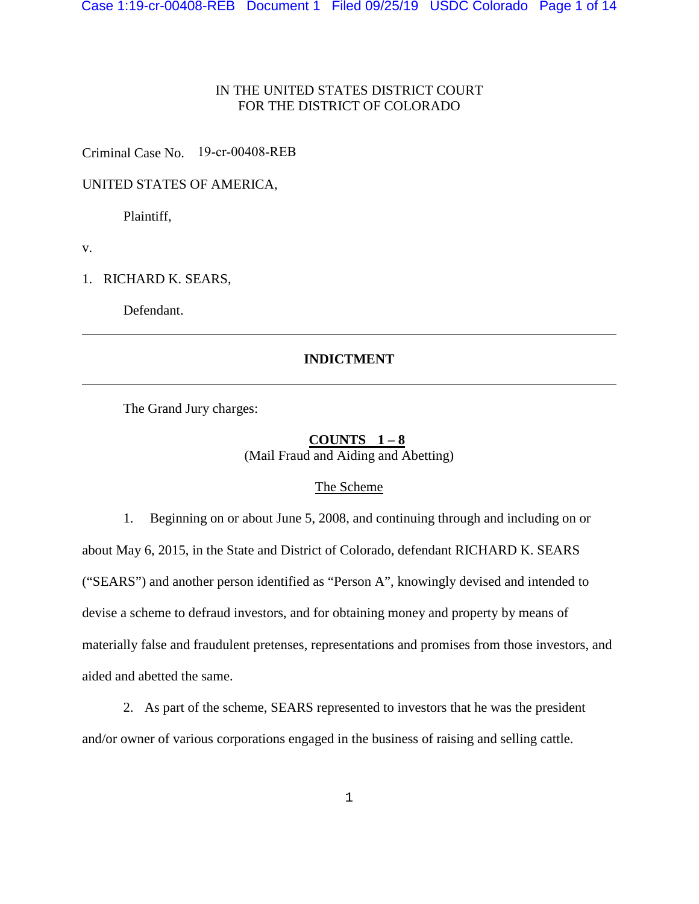IN THE UNITED STATES DISTRICT COURT
FOR THE DISTRICT OF COLORADO

Criminal Case No. 19-cr-00408-REB

UNITED STATES OF AMERICA,

Plaintiff,

v.

1. RICHARD K. SEARS,

Defendant.

---

## INDICTMENT

---

The Grand Jury charges:

### COUNTS 1 – 8
(Mail Fraud and Aiding and Abetting)

The Scheme

1. Beginning on or about June 5, 2008, and continuing through and including on or about May 6, 2015, in the State and District of Colorado, defendant RICHARD K. SEARS ("SEARS") and another person identified as "Person A", knowingly devised and intended to devise a scheme to defraud investors, and for obtaining money and property by means of materially false and fraudulent pretenses, representations and promises from those investors, and aided and abetted the same.

2. As part of the scheme, SEARS represented to investors that he was the president and/or owner of various corporations engaged in the business of raising and selling cattle.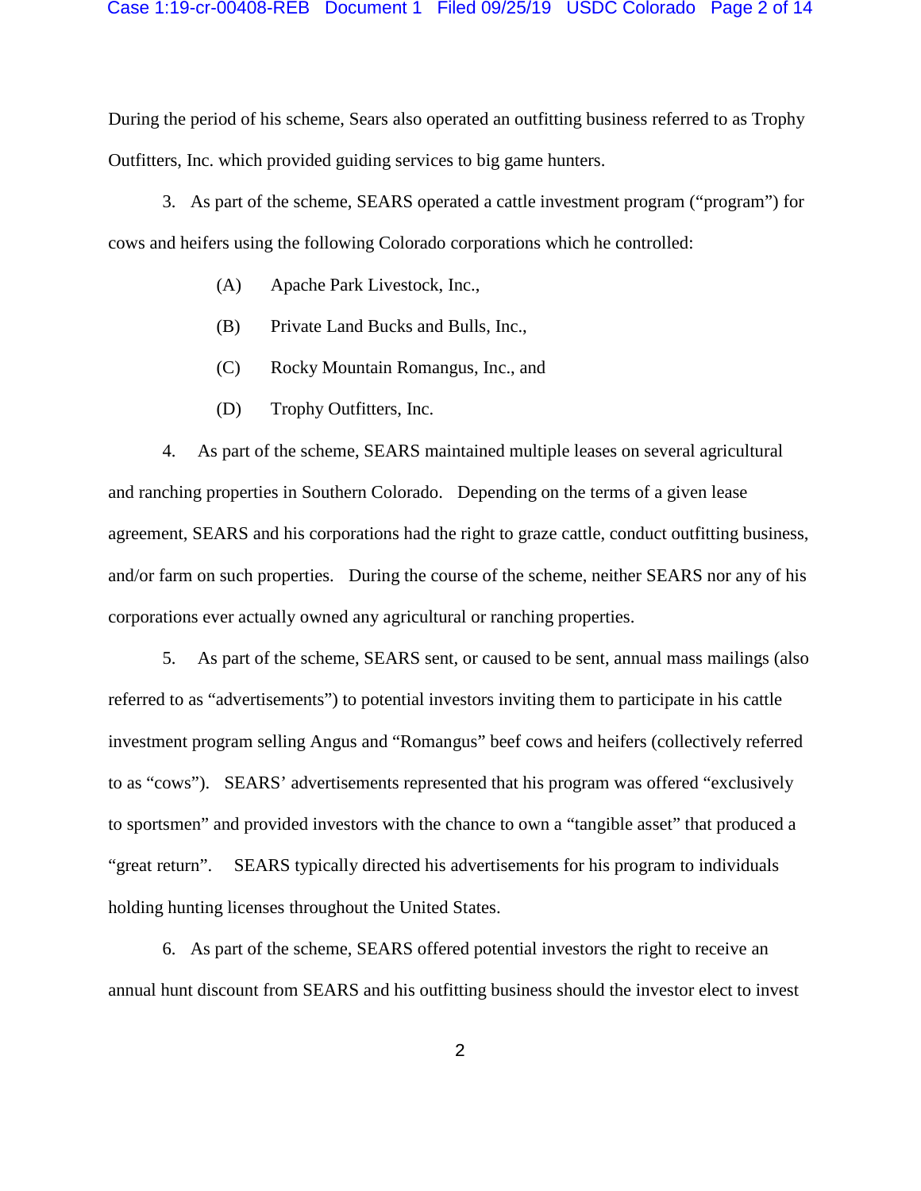During the period of his scheme, Sears also operated an outfitting business referred to as Trophy Outfitters, Inc. which provided guiding services to big game hunters.

3. As part of the scheme, SEARS operated a cattle investment program ("program") for cows and heifers using the following Colorado corporations which he controlled:

(A) Apache Park Livestock, Inc.,

(B) Private Land Bucks and Bulls, Inc.,

(C) Rocky Mountain Romangus, Inc., and

(D) Trophy Outfitters, Inc.

4. As part of the scheme, SEARS maintained multiple leases on several agricultural and ranching properties in Southern Colorado. Depending on the terms of a given lease agreement, SEARS and his corporations had the right to graze cattle, conduct outfitting business, and/or farm on such properties. During the course of the scheme, neither SEARS nor any of his corporations ever actually owned any agricultural or ranching properties.

5. As part of the scheme, SEARS sent, or caused to be sent, annual mass mailings (also referred to as "advertisements") to potential investors inviting them to participate in his cattle investment program selling Angus and "Romangus" beef cows and heifers (collectively referred to as "cows"). SEARS' advertisements represented that his program was offered "exclusively to sportsmen" and provided investors with the chance to own a "tangible asset" that produced a "great return". SEARS typically directed his advertisements for his program to individuals holding hunting licenses throughout the United States.

6. As part of the scheme, SEARS offered potential investors the right to receive an annual hunt discount from SEARS and his outfitting business should the investor elect to invest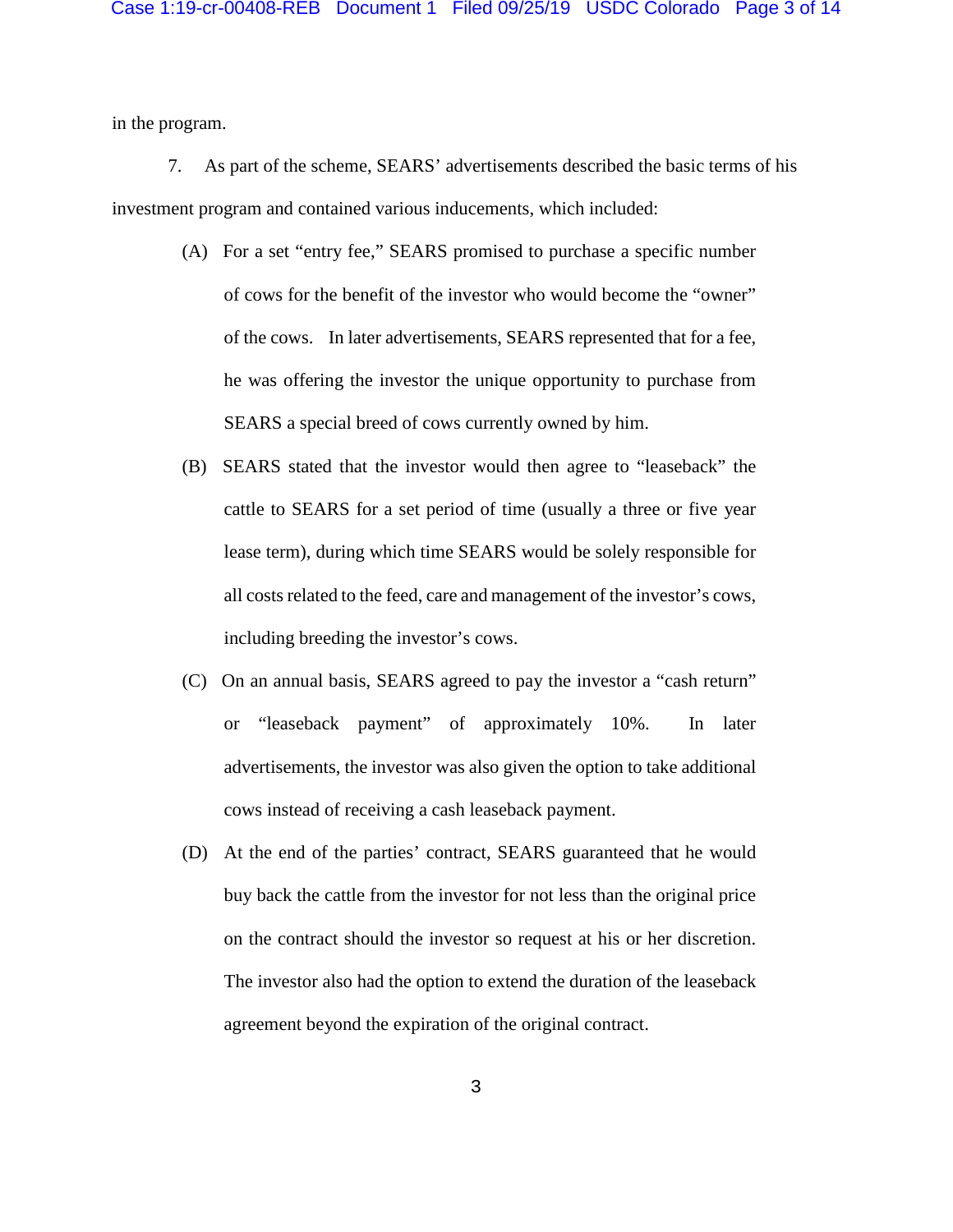in the program.

7. As part of the scheme, SEARS' advertisements described the basic terms of his investment program and contained various inducements, which included:

(A) For a set "entry fee," SEARS promised to purchase a specific number of cows for the benefit of the investor who would become the "owner" of the cows. In later advertisements, SEARS represented that for a fee, he was offering the investor the unique opportunity to purchase from SEARS a special breed of cows currently owned by him.

(B) SEARS stated that the investor would then agree to "leaseback" the cattle to SEARS for a set period of time (usually a three or five year lease term), during which time SEARS would be solely responsible for all costs related to the feed, care and management of the investor's cows, including breeding the investor's cows.

(C) On an annual basis, SEARS agreed to pay the investor a "cash return" or "leaseback payment" of approximately 10%. In later advertisements, the investor was also given the option to take additional cows instead of receiving a cash leaseback payment.

(D) At the end of the parties' contract, SEARS guaranteed that he would buy back the cattle from the investor for not less than the original price on the contract should the investor so request at his or her discretion. The investor also had the option to extend the duration of the leaseback agreement beyond the expiration of the original contract.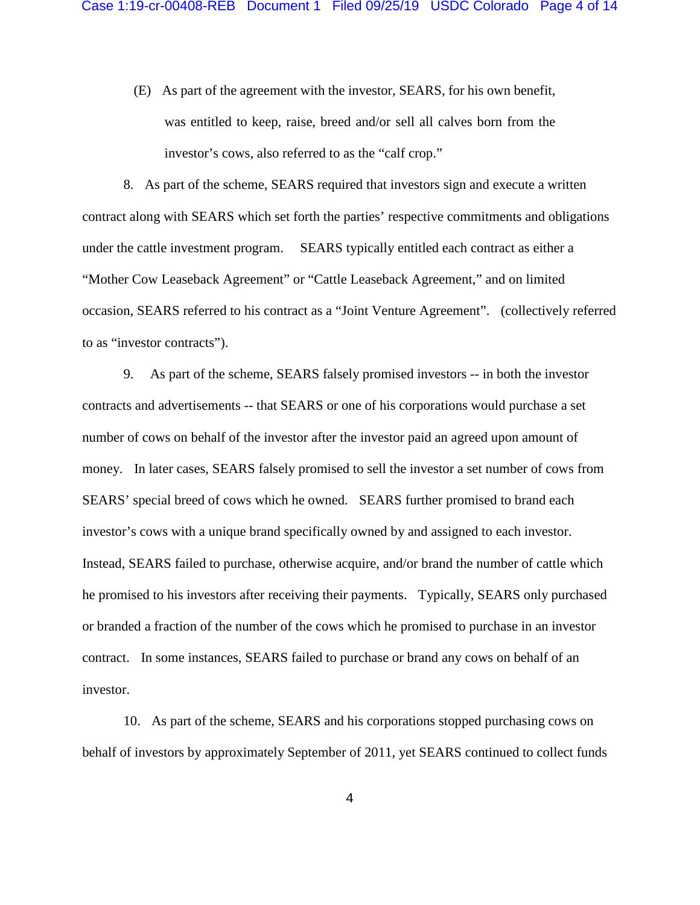(E) As part of the agreement with the investor, SEARS, for his own benefit, was entitled to keep, raise, breed and/or sell all calves born from the investor's cows, also referred to as the "calf crop."

8. As part of the scheme, SEARS required that investors sign and execute a written contract along with SEARS which set forth the parties' respective commitments and obligations under the cattle investment program. SEARS typically entitled each contract as either a "Mother Cow Leaseback Agreement" or "Cattle Leaseback Agreement," and on limited occasion, SEARS referred to his contract as a "Joint Venture Agreement". (collectively referred to as "investor contracts").

9. As part of the scheme, SEARS falsely promised investors -- in both the investor contracts and advertisements -- that SEARS or one of his corporations would purchase a set number of cows on behalf of the investor after the investor paid an agreed upon amount of money. In later cases, SEARS falsely promised to sell the investor a set number of cows from SEARS' special breed of cows which he owned. SEARS further promised to brand each investor's cows with a unique brand specifically owned by and assigned to each investor. Instead, SEARS failed to purchase, otherwise acquire, and/or brand the number of cattle which he promised to his investors after receiving their payments. Typically, SEARS only purchased or branded a fraction of the number of the cows which he promised to purchase in an investor contract. In some instances, SEARS failed to purchase or brand any cows on behalf of an investor.

10. As part of the scheme, SEARS and his corporations stopped purchasing cows on behalf of investors by approximately September of 2011, yet SEARS continued to collect funds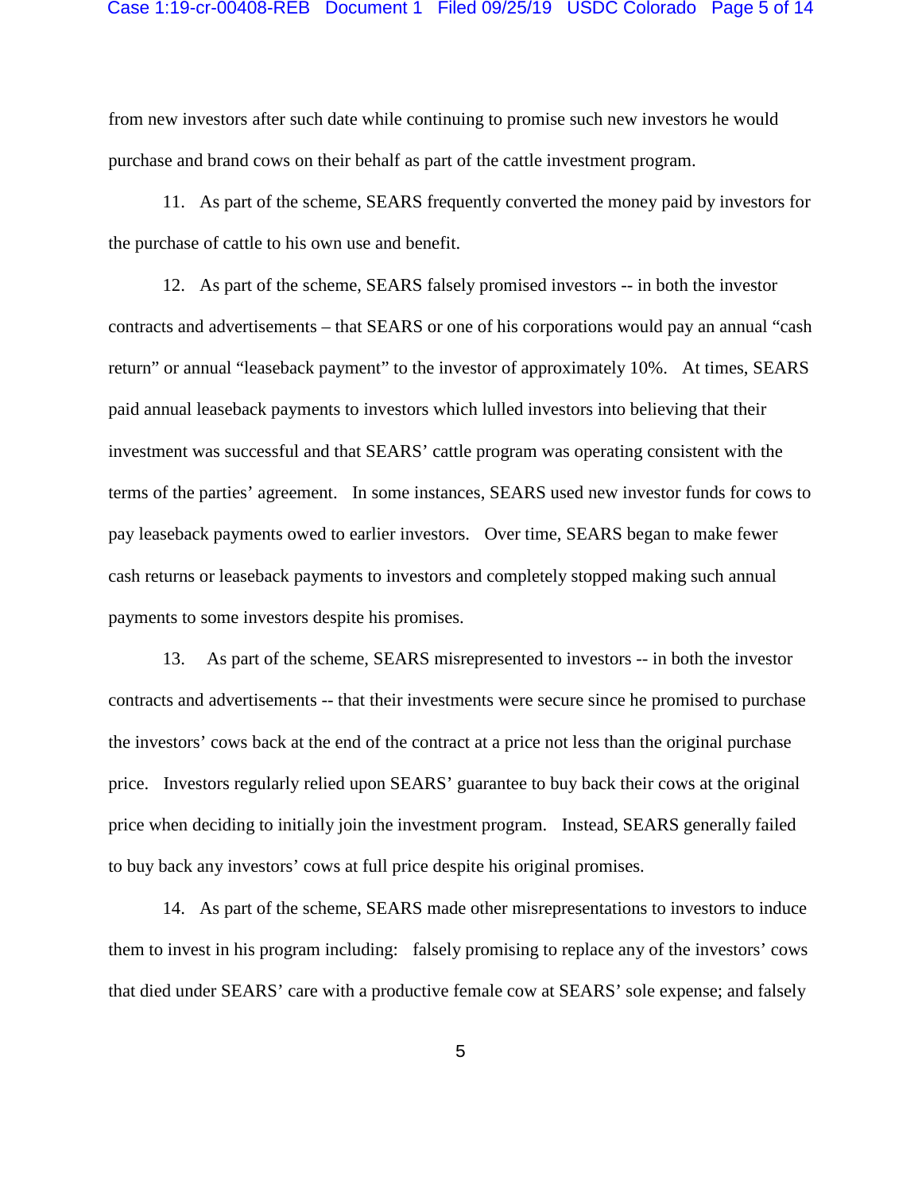from new investors after such date while continuing to promise such new investors he would purchase and brand cows on their behalf as part of the cattle investment program.

11. As part of the scheme, SEARS frequently converted the money paid by investors for the purchase of cattle to his own use and benefit.

12. As part of the scheme, SEARS falsely promised investors -- in both the investor contracts and advertisements – that SEARS or one of his corporations would pay an annual "cash return" or annual "leaseback payment" to the investor of approximately 10%. At times, SEARS paid annual leaseback payments to investors which lulled investors into believing that their investment was successful and that SEARS' cattle program was operating consistent with the terms of the parties' agreement. In some instances, SEARS used new investor funds for cows to pay leaseback payments owed to earlier investors. Over time, SEARS began to make fewer cash returns or leaseback payments to investors and completely stopped making such annual payments to some investors despite his promises.

13. As part of the scheme, SEARS misrepresented to investors -- in both the investor contracts and advertisements -- that their investments were secure since he promised to purchase the investors' cows back at the end of the contract at a price not less than the original purchase price. Investors regularly relied upon SEARS' guarantee to buy back their cows at the original price when deciding to initially join the investment program. Instead, SEARS generally failed to buy back any investors' cows at full price despite his original promises.

14. As part of the scheme, SEARS made other misrepresentations to investors to induce them to invest in his program including: falsely promising to replace any of the investors' cows that died under SEARS' care with a productive female cow at SEARS' sole expense; and falsely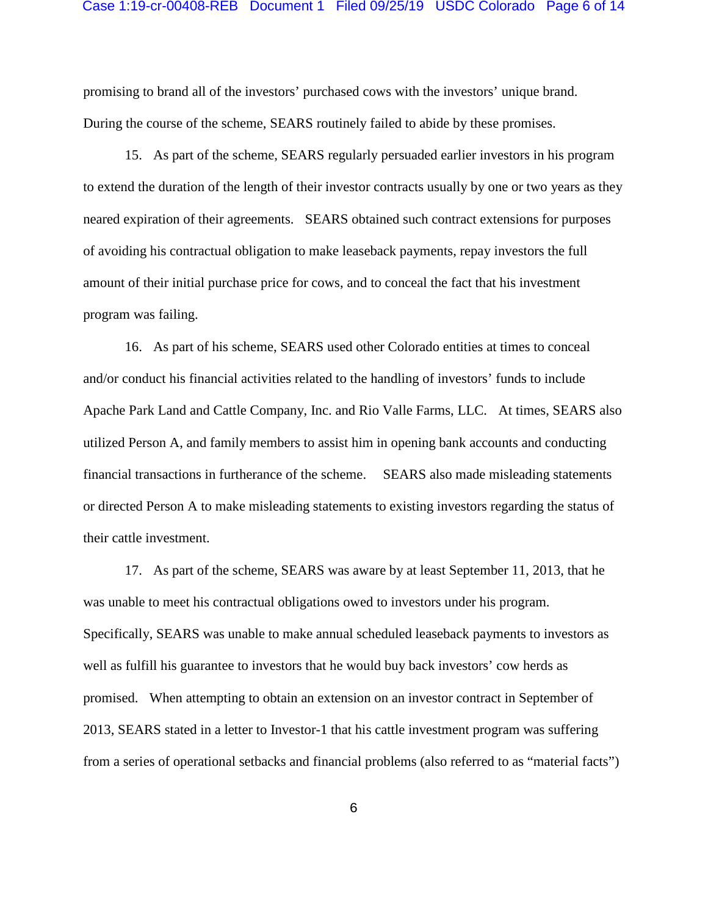promising to brand all of the investors' purchased cows with the investors' unique brand. During the course of the scheme, SEARS routinely failed to abide by these promises.

15. As part of the scheme, SEARS regularly persuaded earlier investors in his program to extend the duration of the length of their investor contracts usually by one or two years as they neared expiration of their agreements. SEARS obtained such contract extensions for purposes of avoiding his contractual obligation to make leaseback payments, repay investors the full amount of their initial purchase price for cows, and to conceal the fact that his investment program was failing.

16. As part of his scheme, SEARS used other Colorado entities at times to conceal and/or conduct his financial activities related to the handling of investors' funds to include Apache Park Land and Cattle Company, Inc. and Rio Valle Farms, LLC. At times, SEARS also utilized Person A, and family members to assist him in opening bank accounts and conducting financial transactions in furtherance of the scheme. SEARS also made misleading statements or directed Person A to make misleading statements to existing investors regarding the status of their cattle investment.

17. As part of the scheme, SEARS was aware by at least September 11, 2013, that he was unable to meet his contractual obligations owed to investors under his program. Specifically, SEARS was unable to make annual scheduled leaseback payments to investors as well as fulfill his guarantee to investors that he would buy back investors' cow herds as promised. When attempting to obtain an extension on an investor contract in September of 2013, SEARS stated in a letter to Investor-1 that his cattle investment program was suffering from a series of operational setbacks and financial problems (also referred to as "material facts")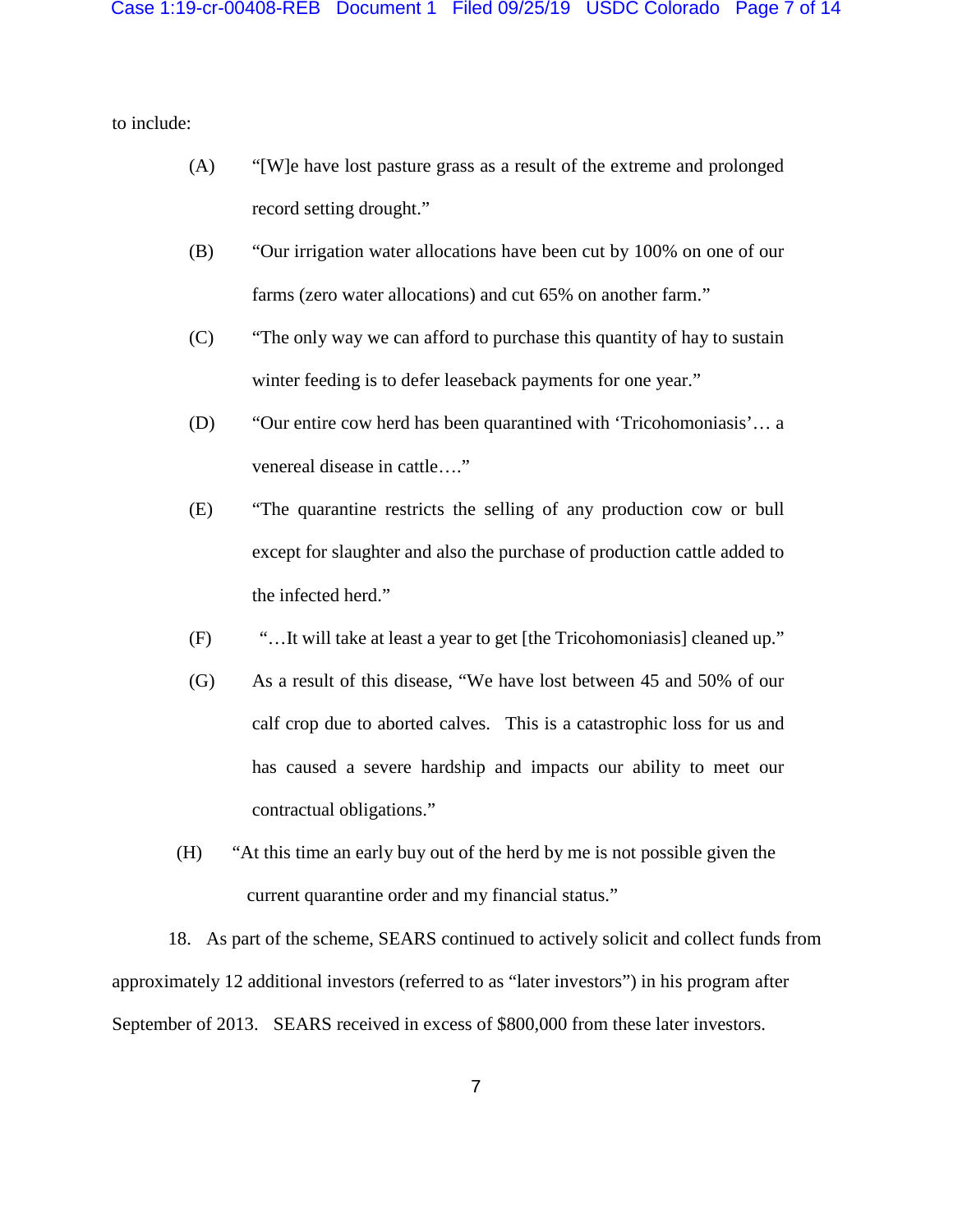to include:

(A) "[W]e have lost pasture grass as a result of the extreme and prolonged record setting drought."

(B) "Our irrigation water allocations have been cut by 100% on one of our farms (zero water allocations) and cut 65% on another farm."

(C) "The only way we can afford to purchase this quantity of hay to sustain winter feeding is to defer leaseback payments for one year."

(D) "Our entire cow herd has been quarantined with 'Tricohomoniasis'… a venereal disease in cattle…."

(E) "The quarantine restricts the selling of any production cow or bull except for slaughter and also the purchase of production cattle added to the infected herd."

(F) "…It will take at least a year to get [the Tricohomoniasis] cleaned up."

(G) As a result of this disease, "We have lost between 45 and 50% of our calf crop due to aborted calves. This is a catastrophic loss for us and has caused a severe hardship and impacts our ability to meet our contractual obligations."

(H) "At this time an early buy out of the herd by me is not possible given the current quarantine order and my financial status."

18. As part of the scheme, SEARS continued to actively solicit and collect funds from approximately 12 additional investors (referred to as "later investors") in his program after September of 2013. SEARS received in excess of $800,000 from these later investors.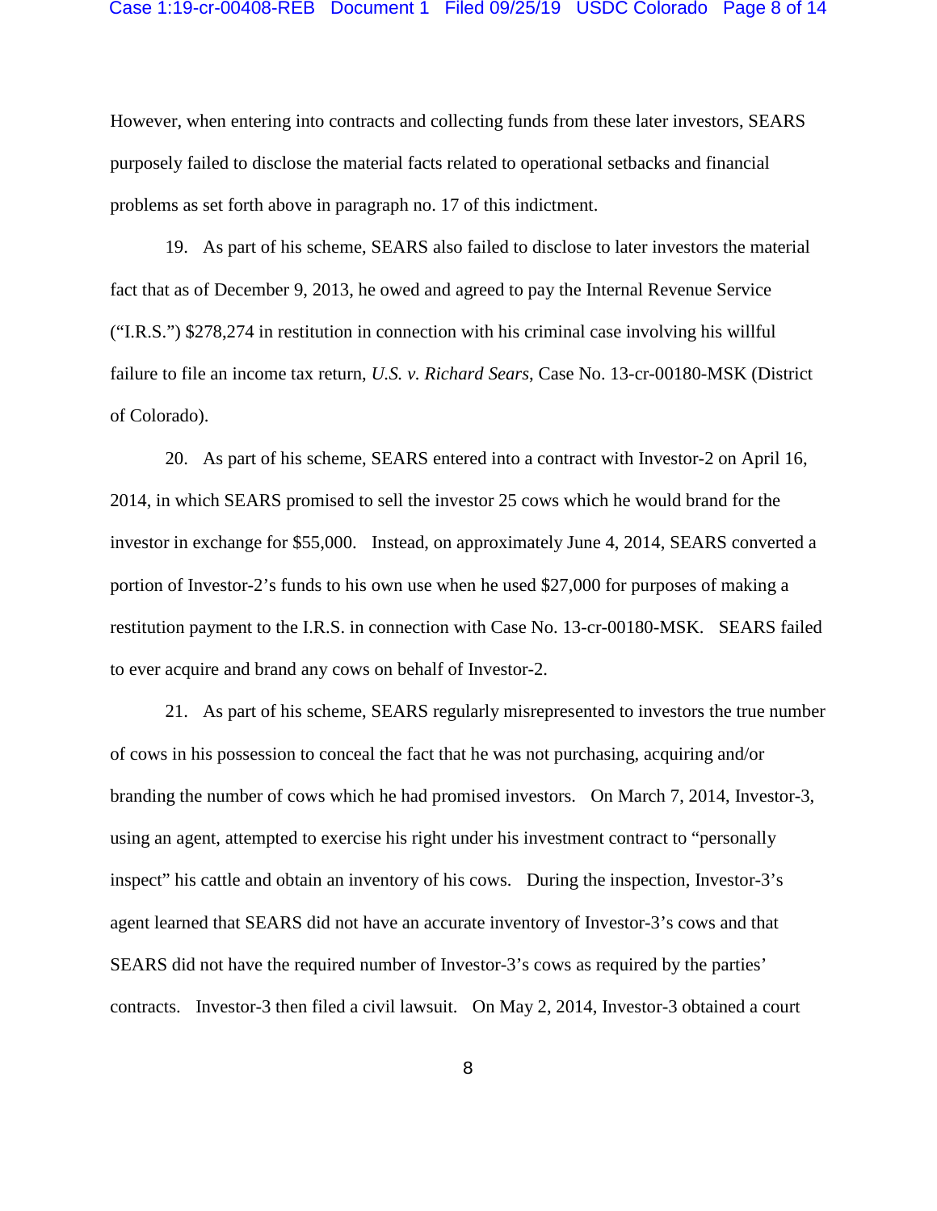However, when entering into contracts and collecting funds from these later investors, SEARS purposely failed to disclose the material facts related to operational setbacks and financial problems as set forth above in paragraph no. 17 of this indictment.

19. As part of his scheme, SEARS also failed to disclose to later investors the material fact that as of December 9, 2013, he owed and agreed to pay the Internal Revenue Service ("I.R.S.") $278,274 in restitution in connection with his criminal case involving his willful failure to file an income tax return, *U.S. v. Richard Sears*, Case No. 13-cr-00180-MSK (District of Colorado).

20. As part of his scheme, SEARS entered into a contract with Investor-2 on April 16, 2014, in which SEARS promised to sell the investor 25 cows which he would brand for the investor in exchange for $55,000. Instead, on approximately June 4, 2014, SEARS converted a portion of Investor-2's funds to his own use when he used $27,000 for purposes of making a restitution payment to the I.R.S. in connection with Case No. 13-cr-00180-MSK. SEARS failed to ever acquire and brand any cows on behalf of Investor-2.

21. As part of his scheme, SEARS regularly misrepresented to investors the true number of cows in his possession to conceal the fact that he was not purchasing, acquiring and/or branding the number of cows which he had promised investors. On March 7, 2014, Investor-3, using an agent, attempted to exercise his right under his investment contract to "personally inspect" his cattle and obtain an inventory of his cows. During the inspection, Investor-3's agent learned that SEARS did not have an accurate inventory of Investor-3's cows and that SEARS did not have the required number of Investor-3's cows as required by the parties' contracts. Investor-3 then filed a civil lawsuit. On May 2, 2014, Investor-3 obtained a court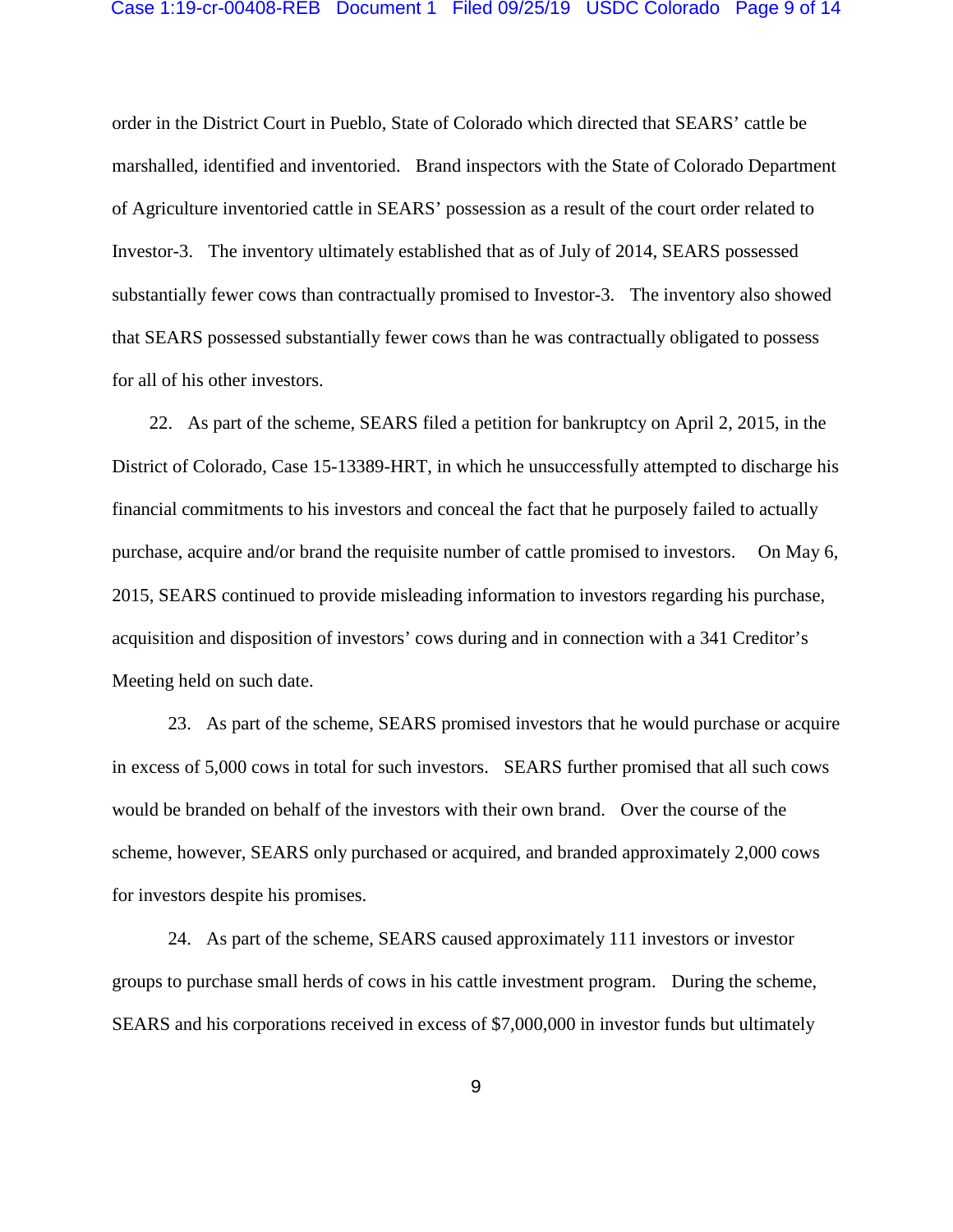order in the District Court in Pueblo, State of Colorado which directed that SEARS' cattle be marshalled, identified and inventoried. Brand inspectors with the State of Colorado Department of Agriculture inventoried cattle in SEARS' possession as a result of the court order related to Investor-3. The inventory ultimately established that as of July of 2014, SEARS possessed substantially fewer cows than contractually promised to Investor-3. The inventory also showed that SEARS possessed substantially fewer cows than he was contractually obligated to possess for all of his other investors.

22. As part of the scheme, SEARS filed a petition for bankruptcy on April 2, 2015, in the District of Colorado, Case 15-13389-HRT, in which he unsuccessfully attempted to discharge his financial commitments to his investors and conceal the fact that he purposely failed to actually purchase, acquire and/or brand the requisite number of cattle promised to investors. On May 6, 2015, SEARS continued to provide misleading information to investors regarding his purchase, acquisition and disposition of investors' cows during and in connection with a 341 Creditor's Meeting held on such date.

23. As part of the scheme, SEARS promised investors that he would purchase or acquire in excess of 5,000 cows in total for such investors. SEARS further promised that all such cows would be branded on behalf of the investors with their own brand. Over the course of the scheme, however, SEARS only purchased or acquired, and branded approximately 2,000 cows for investors despite his promises.

24. As part of the scheme, SEARS caused approximately 111 investors or investor groups to purchase small herds of cows in his cattle investment program. During the scheme, SEARS and his corporations received in excess of $7,000,000 in investor funds but ultimately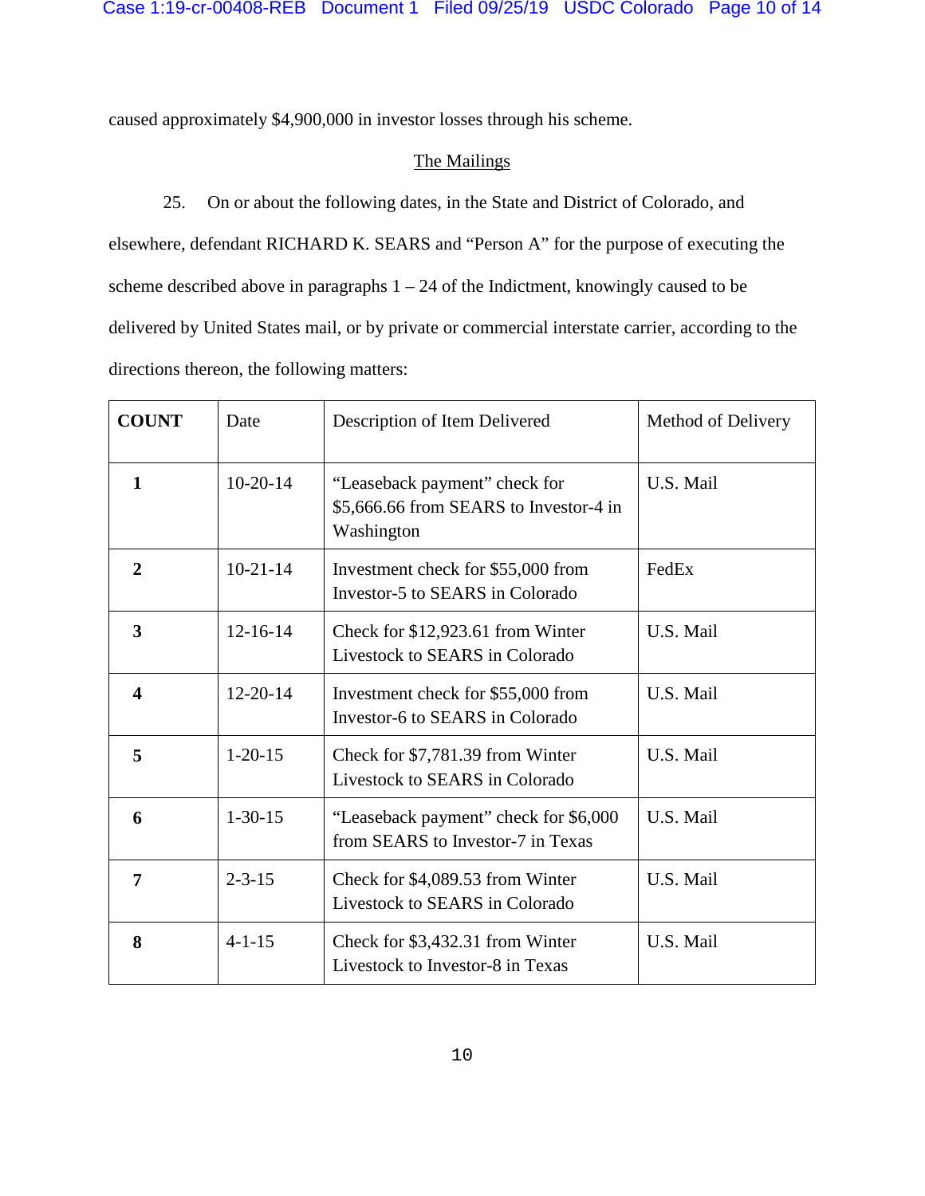caused approximately $4,900,000 in investor losses through his scheme.

The Mailings

25. On or about the following dates, in the State and District of Colorado, and elsewhere, defendant RICHARD K. SEARS and "Person A" for the purpose of executing the scheme described above in paragraphs 1 – 24 of the Indictment, knowingly caused to be delivered by United States mail, or by private or commercial interstate carrier, according to the directions thereon, the following matters:

| **COUNT** | Date | Description of Item Delivered | Method of Delivery |
|---|---|---|---|
| **1** | 10-20-14 | "Leaseback payment" check for $5,666.66 from SEARS to Investor-4 in Washington | U.S. Mail |
| **2** | 10-21-14 | Investment check for $55,000 from Investor-5 to SEARS in Colorado | FedEx |
| **3** | 12-16-14 | Check for $12,923.61 from Winter Livestock to SEARS in Colorado | U.S. Mail |
| **4** | 12-20-14 | Investment check for $55,000 from Investor-6 to SEARS in Colorado | U.S. Mail |
| **5** | 1-20-15 | Check for $7,781.39 from Winter Livestock to SEARS in Colorado | U.S. Mail |
| **6** | 1-30-15 | "Leaseback payment" check for $6,000 from SEARS to Investor-7 in Texas | U.S. Mail |
| **7** | 2-3-15 | Check for $4,089.53 from Winter Livestock to SEARS in Colorado | U.S. Mail |
| **8** | 4-1-15 | Check for $3,432.31 from Winter Livestock to Investor-8 in Texas | U.S. Mail |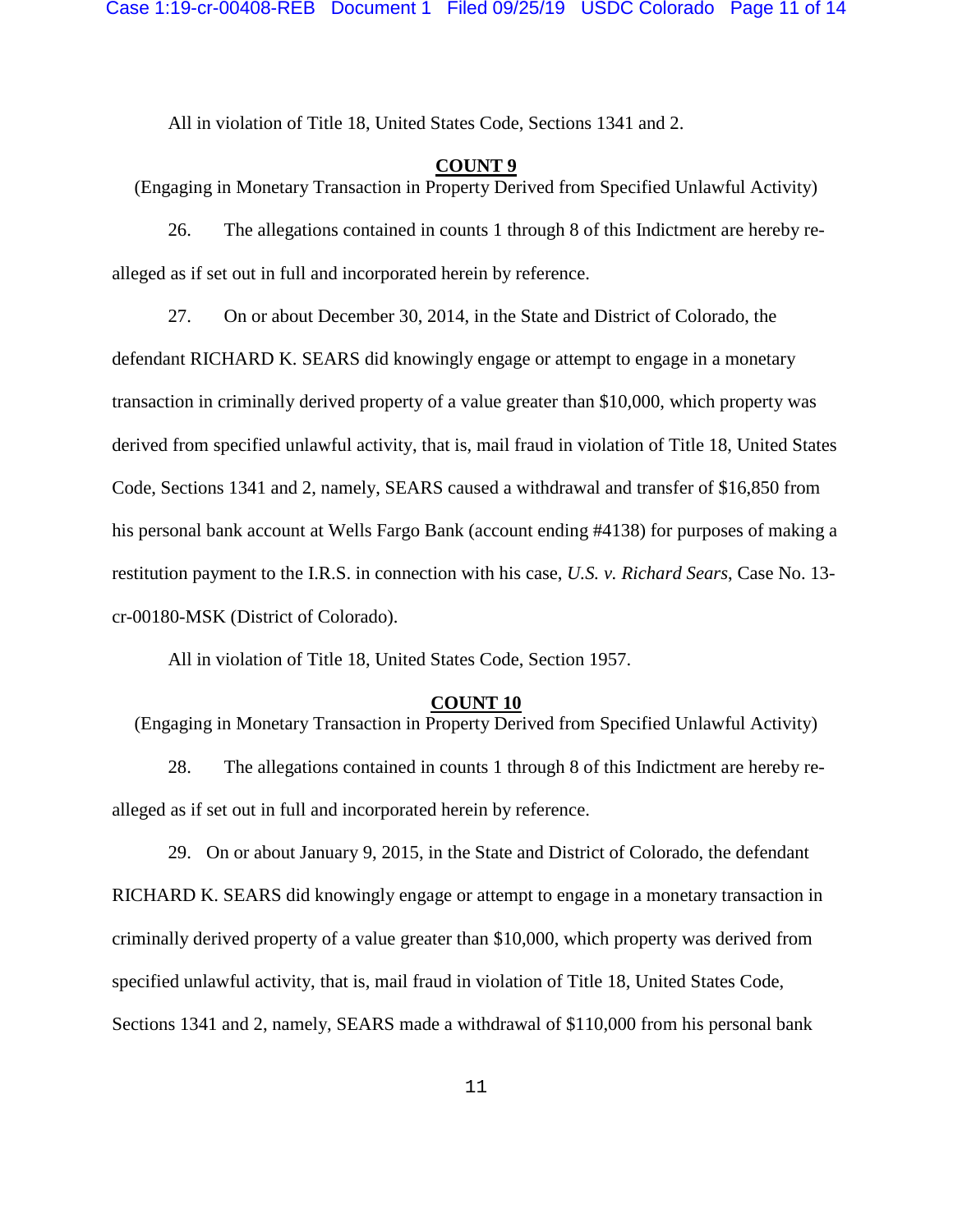All in violation of Title 18, United States Code, Sections 1341 and 2.

**COUNT 9**

(Engaging in Monetary Transaction in Property Derived from Specified Unlawful Activity)

26. The allegations contained in counts 1 through 8 of this Indictment are hereby re-alleged as if set out in full and incorporated herein by reference.

27. On or about December 30, 2014, in the State and District of Colorado, the defendant RICHARD K. SEARS did knowingly engage or attempt to engage in a monetary transaction in criminally derived property of a value greater than $10,000, which property was derived from specified unlawful activity, that is, mail fraud in violation of Title 18, United States Code, Sections 1341 and 2, namely, SEARS caused a withdrawal and transfer of $16,850 from his personal bank account at Wells Fargo Bank (account ending #4138) for purposes of making a restitution payment to the I.R.S. in connection with his case, *U.S. v. Richard Sears*, Case No. 13-cr-00180-MSK (District of Colorado).

All in violation of Title 18, United States Code, Section 1957.

**COUNT 10**

(Engaging in Monetary Transaction in Property Derived from Specified Unlawful Activity)

28. The allegations contained in counts 1 through 8 of this Indictment are hereby re-alleged as if set out in full and incorporated herein by reference.

29. On or about January 9, 2015, in the State and District of Colorado, the defendant RICHARD K. SEARS did knowingly engage or attempt to engage in a monetary transaction in criminally derived property of a value greater than $10,000, which property was derived from specified unlawful activity, that is, mail fraud in violation of Title 18, United States Code, Sections 1341 and 2, namely, SEARS made a withdrawal of $110,000 from his personal bank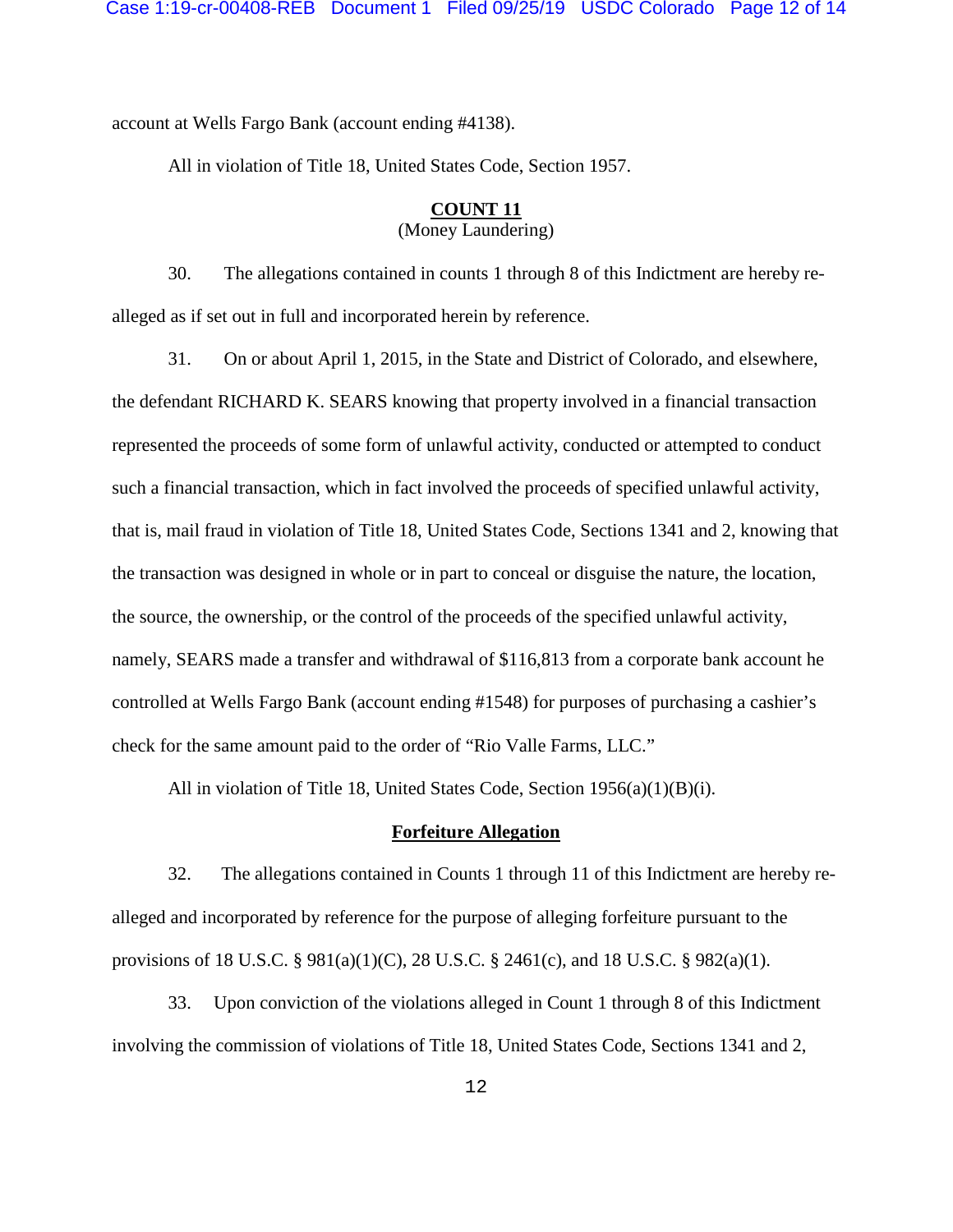account at Wells Fargo Bank (account ending #4138).

All in violation of Title 18, United States Code, Section 1957.

**COUNT 11**
(Money Laundering)

30. The allegations contained in counts 1 through 8 of this Indictment are hereby re-alleged as if set out in full and incorporated herein by reference.

31. On or about April 1, 2015, in the State and District of Colorado, and elsewhere, the defendant RICHARD K. SEARS knowing that property involved in a financial transaction represented the proceeds of some form of unlawful activity, conducted or attempted to conduct such a financial transaction, which in fact involved the proceeds of specified unlawful activity, that is, mail fraud in violation of Title 18, United States Code, Sections 1341 and 2, knowing that the transaction was designed in whole or in part to conceal or disguise the nature, the location, the source, the ownership, or the control of the proceeds of the specified unlawful activity, namely, SEARS made a transfer and withdrawal of $116,813 from a corporate bank account he controlled at Wells Fargo Bank (account ending #1548) for purposes of purchasing a cashier's check for the same amount paid to the order of "Rio Valle Farms, LLC."

All in violation of Title 18, United States Code, Section 1956(a)(1)(B)(i).

**Forfeiture Allegation**

32. The allegations contained in Counts 1 through 11 of this Indictment are hereby re-alleged and incorporated by reference for the purpose of alleging forfeiture pursuant to the provisions of 18 U.S.C. § 981(a)(1)(C), 28 U.S.C. § 2461(c), and 18 U.S.C. § 982(a)(1).

33. Upon conviction of the violations alleged in Count 1 through 8 of this Indictment involving the commission of violations of Title 18, United States Code, Sections 1341 and 2,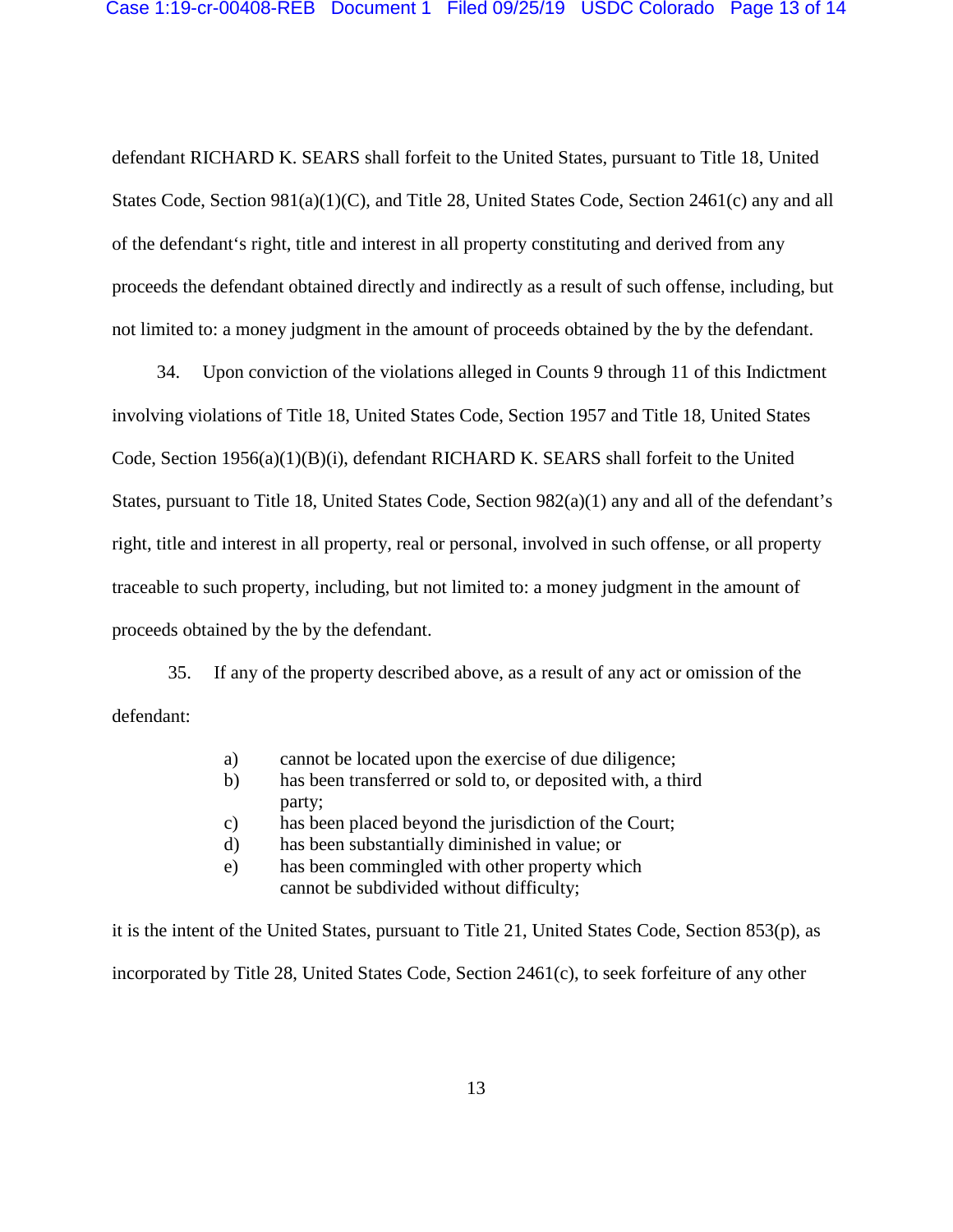defendant RICHARD K. SEARS shall forfeit to the United States, pursuant to Title 18, United States Code, Section 981(a)(1)(C), and Title 28, United States Code, Section 2461(c) any and all of the defendant's right, title and interest in all property constituting and derived from any proceeds the defendant obtained directly and indirectly as a result of such offense, including, but not limited to: a money judgment in the amount of proceeds obtained by the by the defendant.

34. Upon conviction of the violations alleged in Counts 9 through 11 of this Indictment involving violations of Title 18, United States Code, Section 1957 and Title 18, United States Code, Section 1956(a)(1)(B)(i), defendant RICHARD K. SEARS shall forfeit to the United States, pursuant to Title 18, United States Code, Section 982(a)(1) any and all of the defendant's right, title and interest in all property, real or personal, involved in such offense, or all property traceable to such property, including, but not limited to: a money judgment in the amount of proceeds obtained by the by the defendant.

35. If any of the property described above, as a result of any act or omission of the defendant:

a) cannot be located upon the exercise of due diligence;
b) has been transferred or sold to, or deposited with, a third party;
c) has been placed beyond the jurisdiction of the Court;
d) has been substantially diminished in value; or
e) has been commingled with other property which cannot be subdivided without difficulty;

it is the intent of the United States, pursuant to Title 21, United States Code, Section 853(p), as incorporated by Title 28, United States Code, Section 2461(c), to seek forfeiture of any other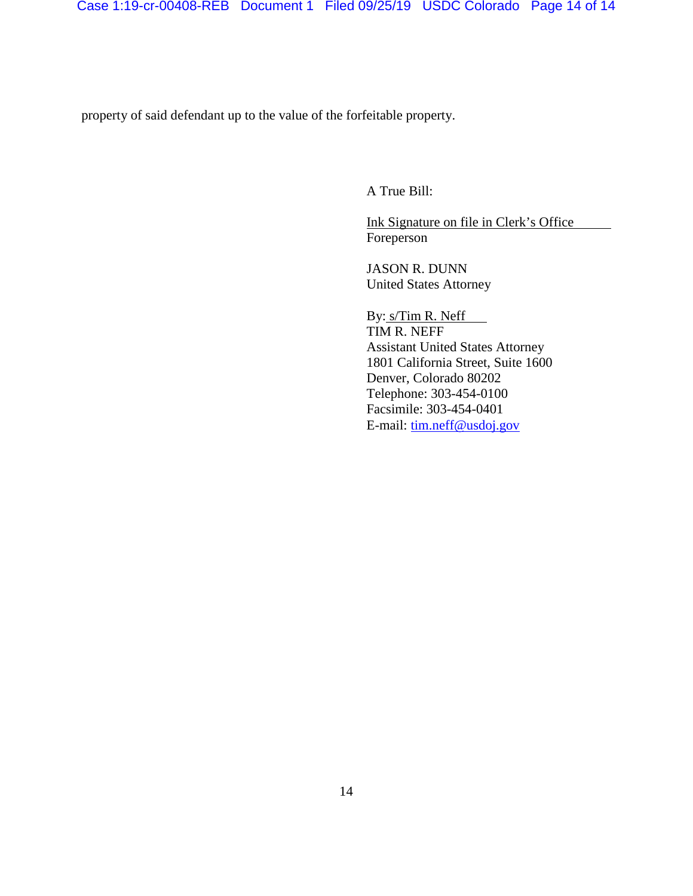property of said defendant up to the value of the forfeitable property.

A True Bill:

Ink Signature on file in Clerk's Office  
Foreperson

JASON R. DUNN  
United States Attorney

By: s/Tim R. Neff  
TIM R. NEFF  
Assistant United States Attorney  
1801 California Street, Suite 1600  
Denver, Colorado 80202  
Telephone: 303-454-0100  
Facsimile: 303-454-0401  
E-mail: tim.neff@usdoj.gov